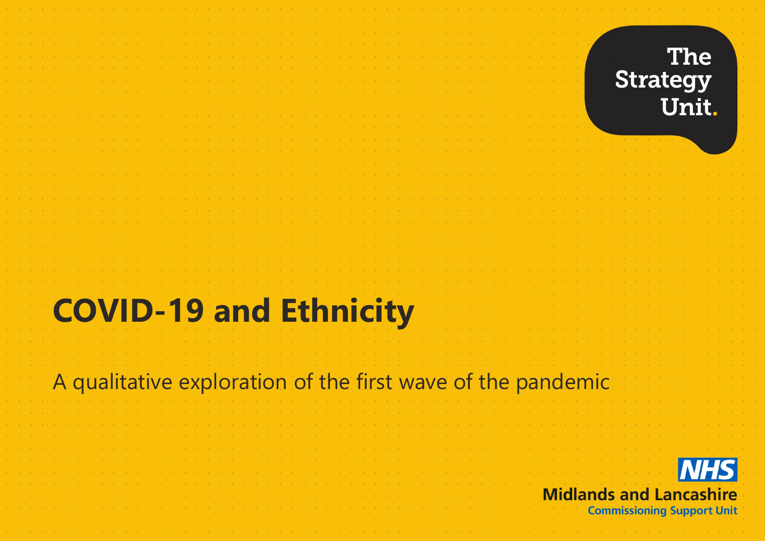The Strategy Unit.

# COVID-19 and Ethnicity

A qualitative exploration of the first wave of the pandemic

NHS
Midlands and Lancashire
Commissioning Support Unit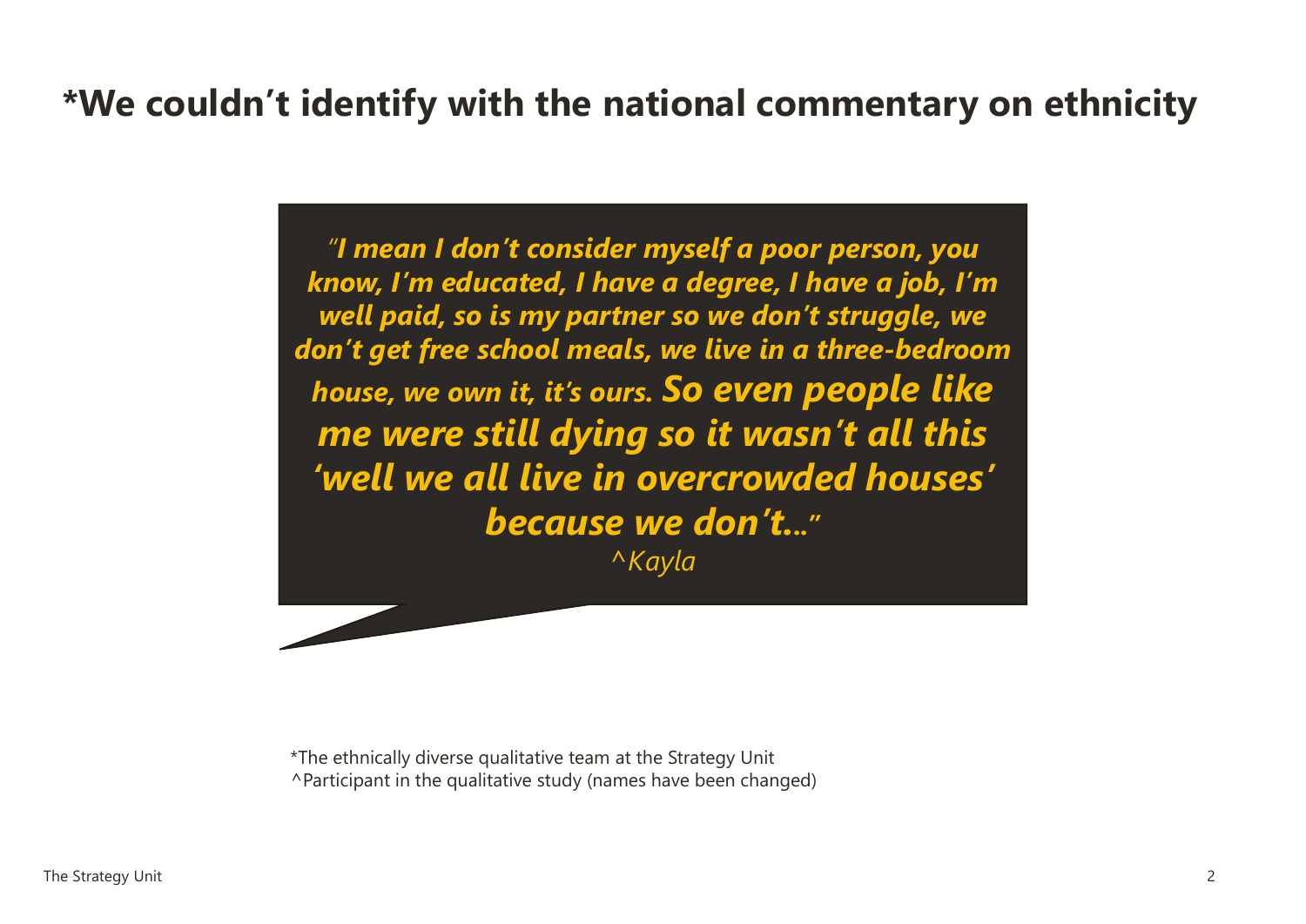# *We couldn't identify with the national commentary on ethnicity

> *"I mean I don't consider myself a poor person, you know, I'm educated, I have a degree, I have a job, I'm well paid, so is my partner so we don't struggle, we don't get free school meals, we live in a three-bedroom house, we own it, it's ours.* ***So even people like me were still dying so it wasn't all this 'well we all live in overcrowded houses' because we don't…"***
>
> *^Kayla*

*The ethnically diverse qualitative team at the Strategy Unit
^Participant in the qualitative study (names have been changed)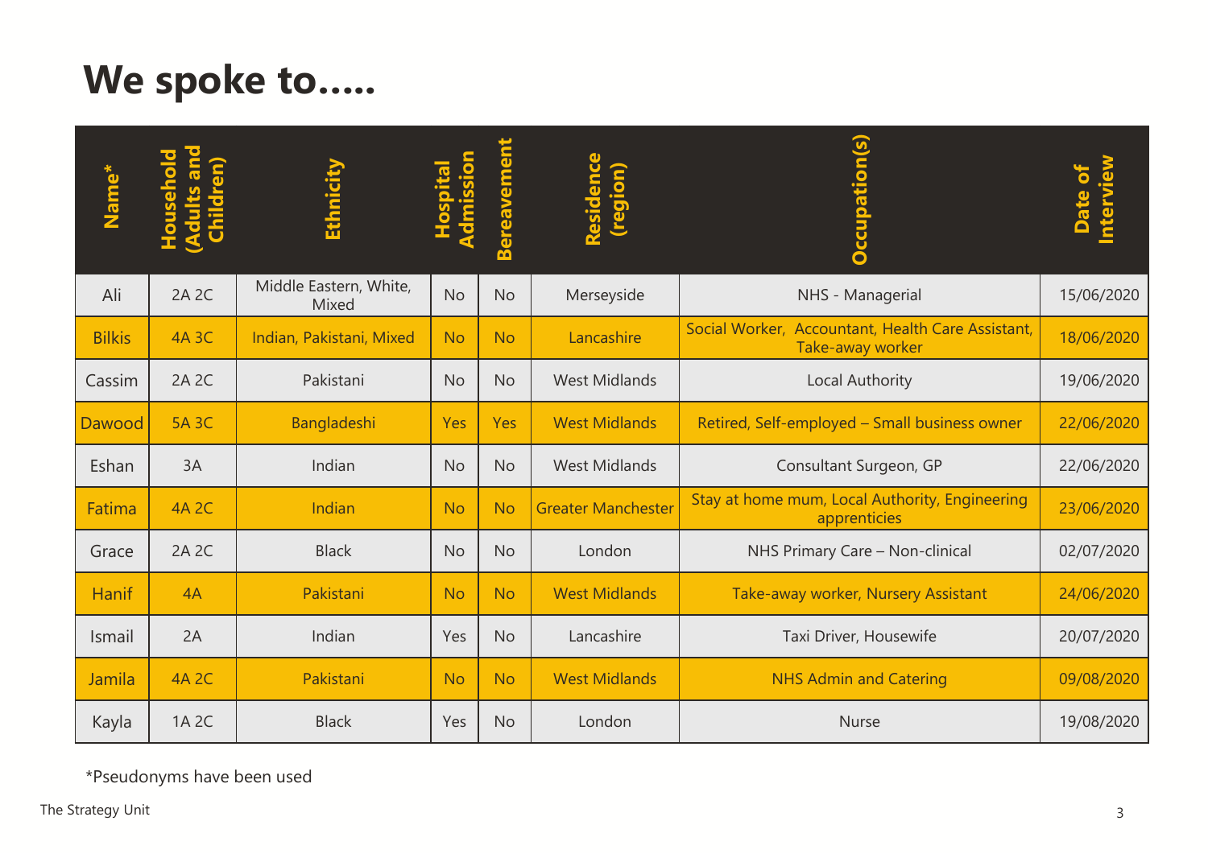# We spoke to.....

| Name* | Household (Adults and Children) | Ethnicity | Hospital Admission | Bereavement | Residence (region) | Occupation(s) | Date of Interview |
|---|---|---|---|---|---|---|---|
| Ali | 2A 2C | Middle Eastern, White, Mixed | No | No | Merseyside | NHS - Managerial | 15/06/2020 |
| Bilkis | 4A 3C | Indian, Pakistani, Mixed | No | No | Lancashire | Social Worker, Accountant, Health Care Assistant, Take-away worker | 18/06/2020 |
| Cassim | 2A 2C | Pakistani | No | No | West Midlands | Local Authority | 19/06/2020 |
| Dawood | 5A 3C | Bangladeshi | Yes | Yes | West Midlands | Retired, Self-employed – Small business owner | 22/06/2020 |
| Eshan | 3A | Indian | No | No | West Midlands | Consultant Surgeon, GP | 22/06/2020 |
| Fatima | 4A 2C | Indian | No | No | Greater Manchester | Stay at home mum, Local Authority, Engineering apprenticies | 23/06/2020 |
| Grace | 2A 2C | Black | No | No | London | NHS Primary Care – Non-clinical | 02/07/2020 |
| Hanif | 4A | Pakistani | No | No | West Midlands | Take-away worker, Nursery Assistant | 24/06/2020 |
| Ismail | 2A | Indian | Yes | No | Lancashire | Taxi Driver, Housewife | 20/07/2020 |
| Jamila | 4A 2C | Pakistani | No | No | West Midlands | NHS Admin and Catering | 09/08/2020 |
| Kayla | 1A 2C | Black | Yes | No | London | Nurse | 19/08/2020 |

*Pseudonyms have been used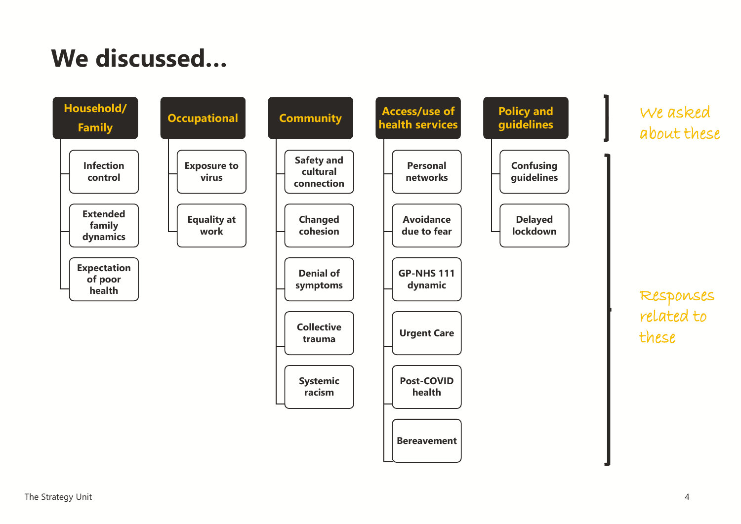# We discussed...

*We asked about these:*

- **Household/ Family**
  - Infection control
  - Extended family dynamics
  - Expectation of poor health
- **Occupational**
  - Exposure to virus
  - Equality at work
- **Community**
  - Safety and cultural connection
  - Changed cohesion
  - Denial of symptoms
  - Collective trauma
  - Systemic racism
- **Access/use of health services**
  - Personal networks
  - Avoidance due to fear
  - GP-NHS 111 dynamic
  - Urgent Care
  - Post-COVID health
  - Bereavement
- **Policy and guidelines**
  - Confusing guidelines
  - Delayed lockdown

*Responses related to these* (sub-items under each heading)

The Strategy Unit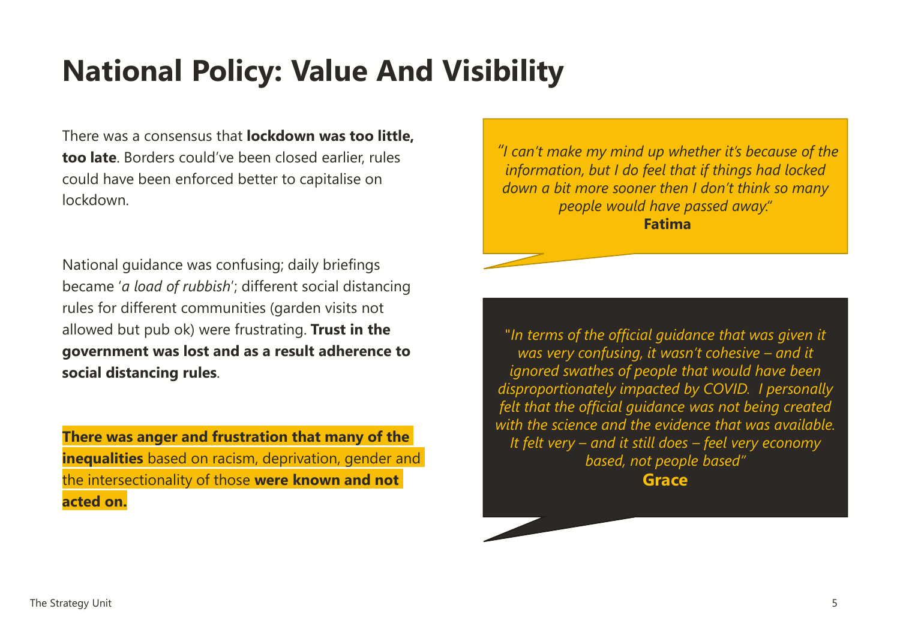# National Policy: Value And Visibility

There was a consensus that **lockdown was too little, too late**. Borders could've been closed earlier, rules could have been enforced better to capitalise on lockdown.

National guidance was confusing; daily briefings became '*a load of rubbish*'; different social distancing rules for different communities (garden visits not allowed but pub ok) were frustrating. **Trust in the government was lost and as a result adherence to social distancing rules**.

**There was anger and frustration that many of the inequalities** based on racism, deprivation, gender and the intersectionality of those **were known and not acted on.**

> *"I can't make my mind up whether it's because of the information, but I do feel that if things had locked down a bit more sooner then I don't think so many people would have passed away."*
> **Fatima**

> *"In terms of the official guidance that was given it was very confusing, it wasn't cohesive – and it ignored swathes of people that would have been disproportionately impacted by COVID. I personally felt that the official guidance was not being created with the science and the evidence that was available. It felt very – and it still does – feel very economy based, not people based"*
> **Grace**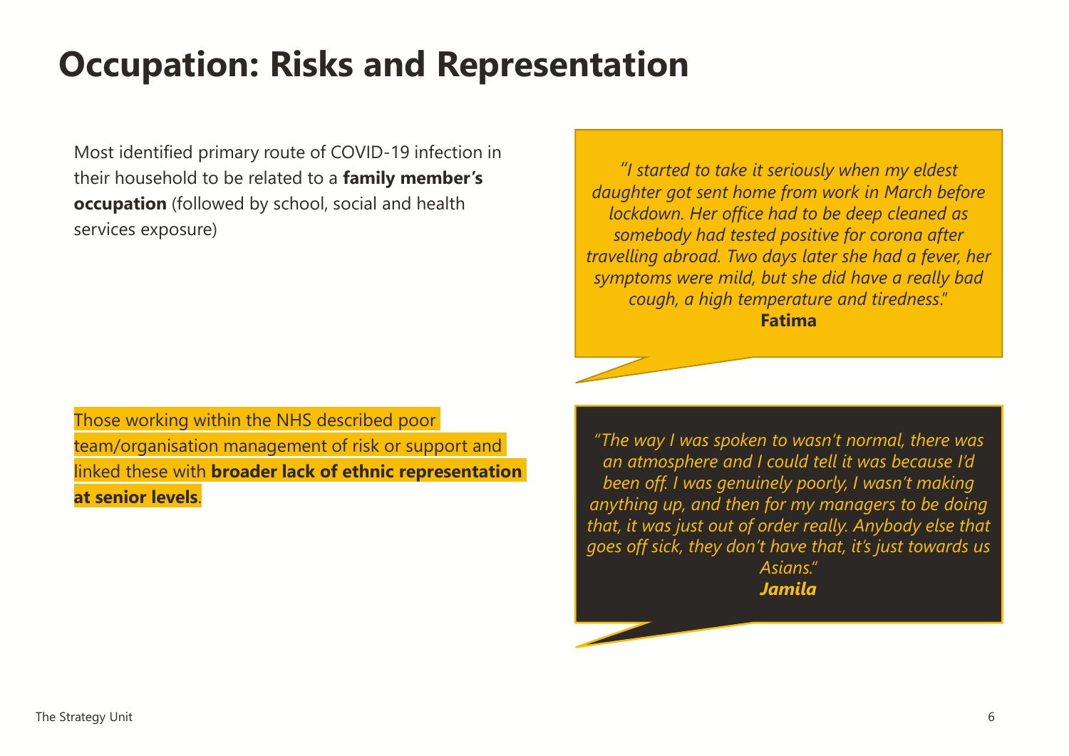# Occupation: Risks and Representation

Most identified primary route of COVID-19 infection in their household to be related to a **family member's occupation** (followed by school, social and health services exposure)

> *"I started to take it seriously when my eldest daughter got sent home from work in March before lockdown. Her office had to be deep cleaned as somebody had tested positive for corona after travelling abroad. Two days later she had a fever, her symptoms were mild, but she did have a really bad cough, a high temperature and tiredness."*
> **Fatima**

Those working within the NHS described poor team/organisation management of risk or support and linked these with **broader lack of ethnic representation at senior levels**.

> *"The way I was spoken to wasn't normal, there was an atmosphere and I could tell it was because I'd been off. I was genuinely poorly, I wasn't making anything up, and then for my managers to be doing that, it was just out of order really. Anybody else that goes off sick, they don't have that, it's just towards us Asians."*
> ***Jamila***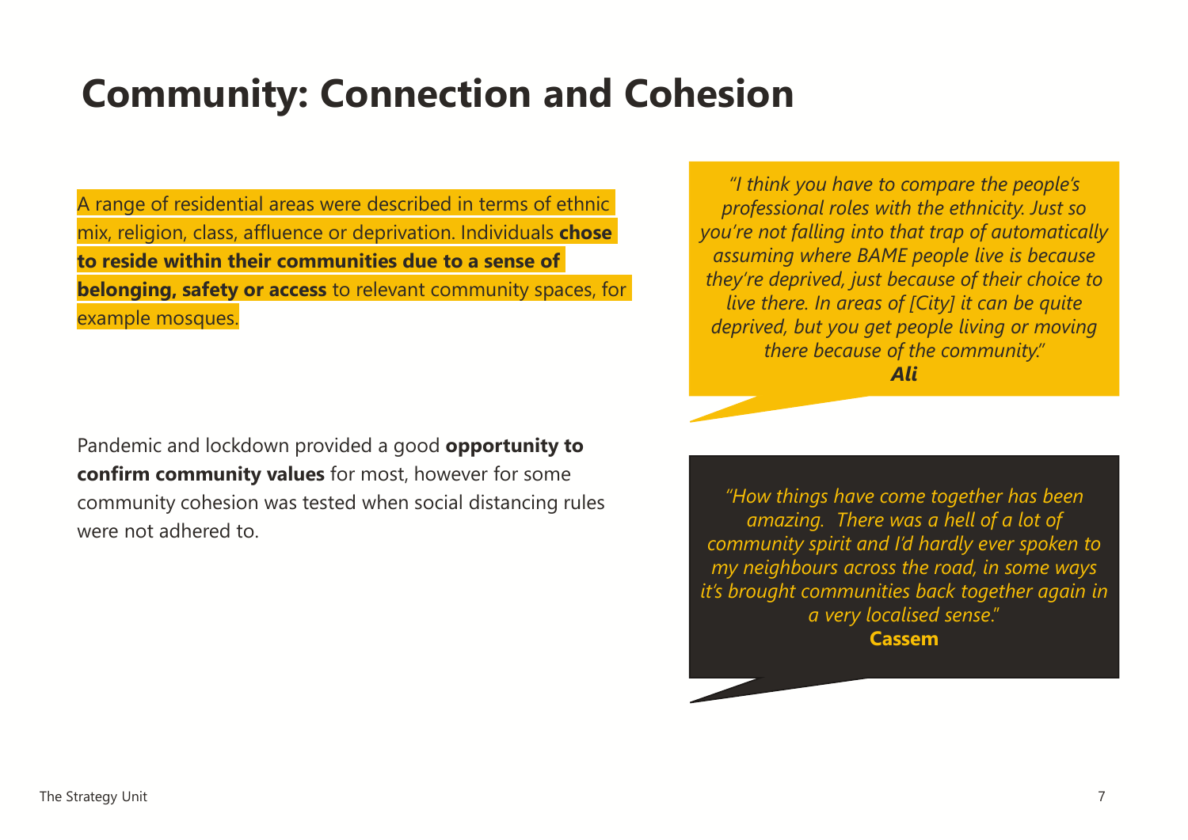# Community: Connection and Cohesion

A range of residential areas were described in terms of ethnic mix, religion, class, affluence or deprivation. Individuals **chose to reside within their communities due to a sense of belonging, safety or access** to relevant community spaces, for example mosques.

> *"I think you have to compare the people's professional roles with the ethnicity. Just so you're not falling into that trap of automatically assuming where BAME people live is because they're deprived, just because of their choice to live there. In areas of [City] it can be quite deprived, but you get people living or moving there because of the community."*
> ***Ali***

Pandemic and lockdown provided a good **opportunity to confirm community values** for most, however for some community cohesion was tested when social distancing rules were not adhered to.

> *"How things have come together has been amazing. There was a hell of a lot of community spirit and I'd hardly ever spoken to my neighbours across the road, in some ways it's brought communities back together again in a very localised sense."*
> **Cassem**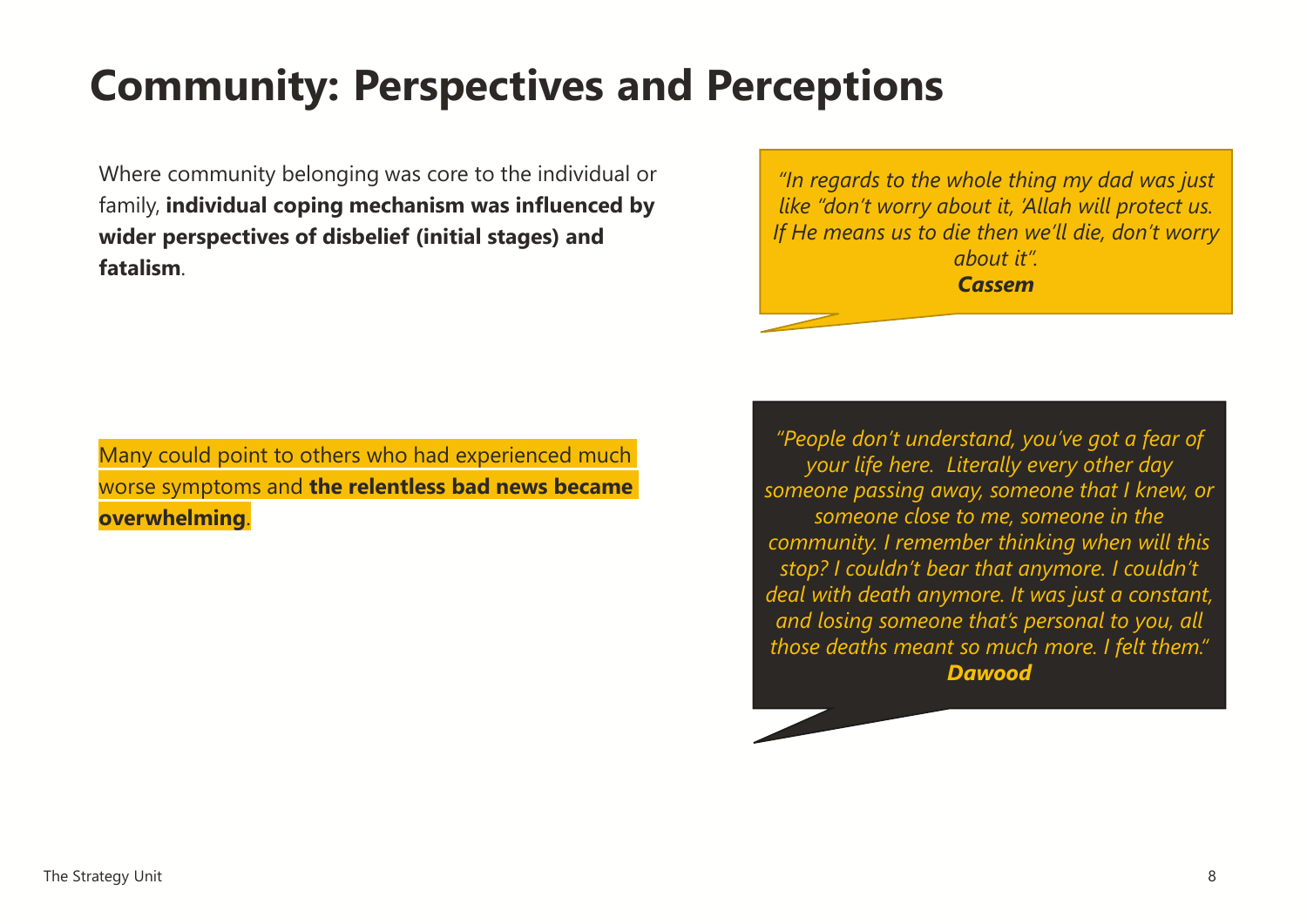# Community: Perspectives and Perceptions

Where community belonging was core to the individual or family, **individual coping mechanism was influenced by wider perspectives of disbelief (initial stages) and fatalism**.

*"In regards to the whole thing my dad was just like "don't worry about it, 'Allah will protect us. If He means us to die then we'll die, don't worry about it".*
***Cassem***

Many could point to others who had experienced much worse symptoms and **the relentless bad news became overwhelming**.

*"People don't understand, you've got a fear of your life here. Literally every other day someone passing away, someone that I knew, or someone close to me, someone in the community. I remember thinking when will this stop? I couldn't bear that anymore. I couldn't deal with death anymore. It was just a constant, and losing someone that's personal to you, all those deaths meant so much more. I felt them."*
***Dawood***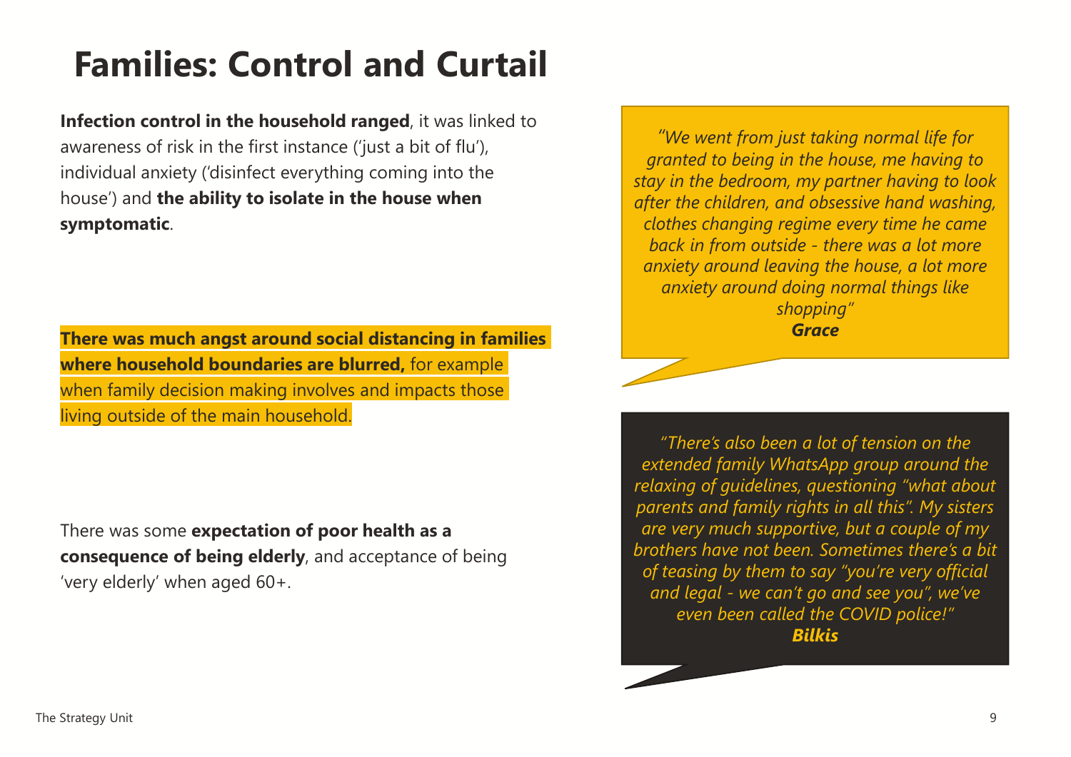# Families: Control and Curtail

**Infection control in the household ranged**, it was linked to awareness of risk in the first instance ('just a bit of flu'), individual anxiety ('disinfect everything coming into the house') and **the ability to isolate in the house when symptomatic**.

*"We went from just taking normal life for granted to being in the house, me having to stay in the bedroom, my partner having to look after the children, and obsessive hand washing, clothes changing regime every time he came back in from outside - there was a lot more anxiety around leaving the house, a lot more anxiety around doing normal things like shopping"*
***Grace***

**There was much angst around social distancing in families where household boundaries are blurred,** for example when family decision making involves and impacts those living outside of the main household.

*"There's also been a lot of tension on the extended family WhatsApp group around the relaxing of guidelines, questioning "what about parents and family rights in all this". My sisters are very much supportive, but a couple of my brothers have not been. Sometimes there's a bit of teasing by them to say "you're very official and legal - we can't go and see you", we've even been called the COVID police!"*
***Bilkis***

There was some **expectation of poor health as a consequence of being elderly**, and acceptance of being 'very elderly' when aged 60+.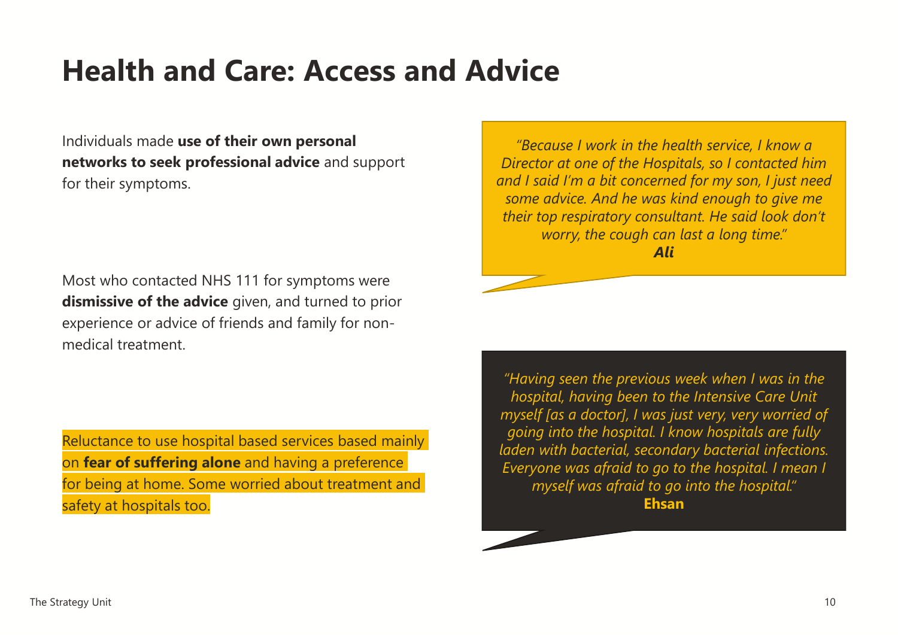# Health and Care: Access and Advice

Individuals made **use of their own personal networks to seek professional advice** and support for their symptoms.

> *"Because I work in the health service, I know a Director at one of the Hospitals, so I contacted him and I said I'm a bit concerned for my son, I just need some advice. And he was kind enough to give me their top respiratory consultant. He said look don't worry, the cough can last a long time."*
> ***Ali***

Most who contacted NHS 111 for symptoms were **dismissive of the advice** given, and turned to prior experience or advice of friends and family for non-medical treatment.

Reluctance to use hospital based services based mainly on **fear of suffering alone** and having a preference for being at home. Some worried about treatment and safety at hospitals too.

> *"Having seen the previous week when I was in the hospital, having been to the Intensive Care Unit myself [as a doctor], I was just very, very worried of going into the hospital. I know hospitals are fully laden with bacterial, secondary bacterial infections. Everyone was afraid to go to the hospital. I mean I myself was afraid to go into the hospital."*
> **Ehsan**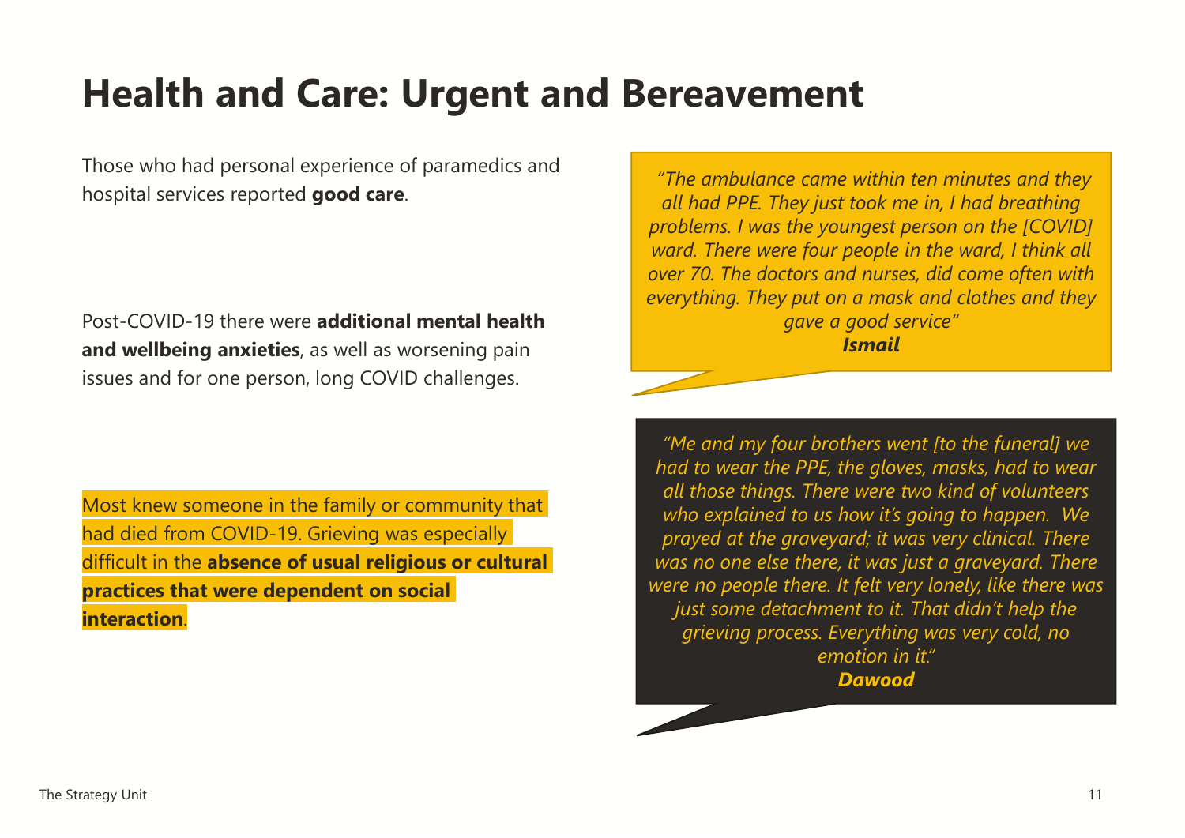# Health and Care: Urgent and Bereavement

Those who had personal experience of paramedics and hospital services reported **good care**.

> *"The ambulance came within ten minutes and they all had PPE. They just took me in, I had breathing problems. I was the youngest person on the [COVID] ward. There were four people in the ward, I think all over 70. The doctors and nurses, did come often with everything. They put on a mask and clothes and they gave a good service"*
> ***Ismail***

Post-COVID-19 there were **additional mental health and wellbeing anxieties**, as well as worsening pain issues and for one person, long COVID challenges.

Most knew someone in the family or community that had died from COVID-19. Grieving was especially difficult in the **absence of usual religious or cultural practices that were dependent on social interaction**.

> *"Me and my four brothers went [to the funeral] we had to wear the PPE, the gloves, masks, had to wear all those things. There were two kind of volunteers who explained to us how it's going to happen. We prayed at the graveyard; it was very clinical. There was no one else there, it was just a graveyard. There were no people there. It felt very lonely, like there was just some detachment to it. That didn't help the grieving process. Everything was very cold, no emotion in it."*
> ***Dawood***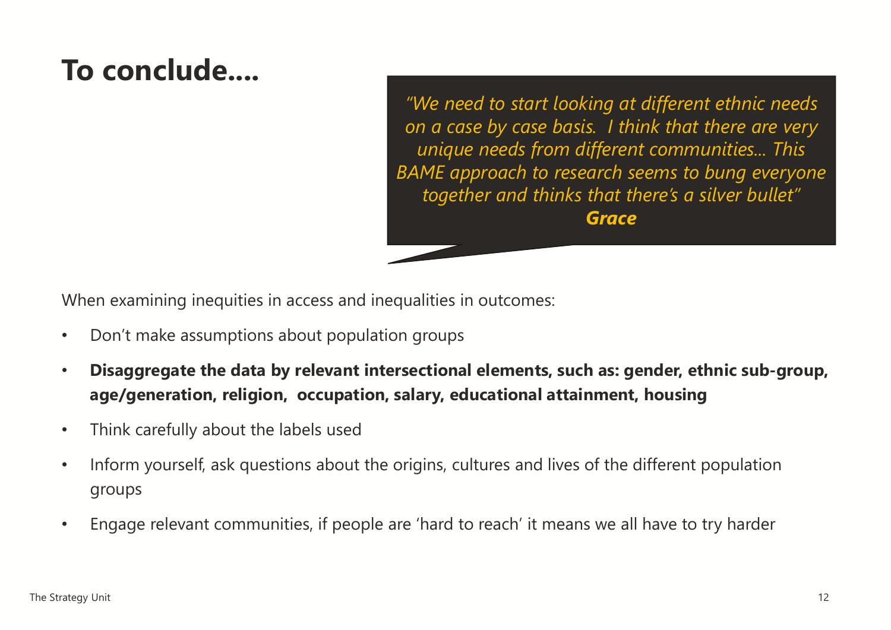# To conclude....

> *"We need to start looking at different ethnic needs on a case by case basis. I think that there are very unique needs from different communities... This BAME approach to research seems to bung everyone together and thinks that there's a silver bullet"*
> ***Grace***

When examining inequities in access and inequalities in outcomes:

- Don't make assumptions about population groups
- **Disaggregate the data by relevant intersectional elements, such as: gender, ethnic sub-group, age/generation, religion, occupation, salary, educational attainment, housing**
- Think carefully about the labels used
- Inform yourself, ask questions about the origins, cultures and lives of the different population groups
- Engage relevant communities, if people are 'hard to reach' it means we all have to try harder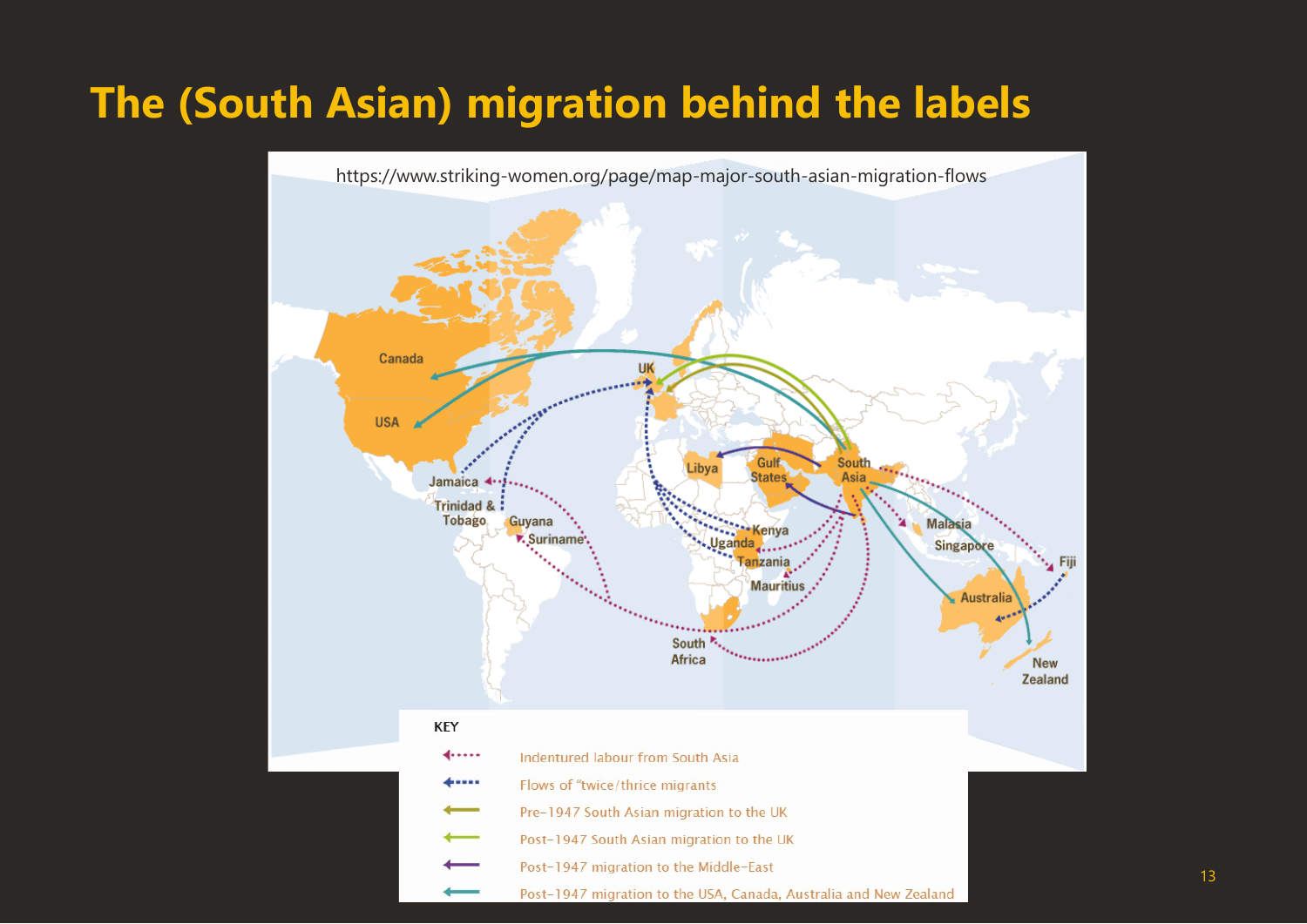# The (South Asian) migration behind the labels

https://www.striking-women.org/page/map-major-south-asian-migration-flows

Canada, USA, UK, Jamaica, Trinidad & Tobago, Guyana, Suriname, Libya, Gulf States, South Asia, Kenya, Uganda, Tanzania, Mauritius, South Africa, Malasia, Singapore, Fiji, Australia, New Zealand

KEY

- Indentured labour from South Asia
- Flows of "twice/thrice migrants
- Pre-1947 South Asian migration to the UK
- Post-1947 South Asian migration to the UK
- Post-1947 migration to the Middle-East
- Post-1947 migration to the USA, Canada, Australia and New Zealand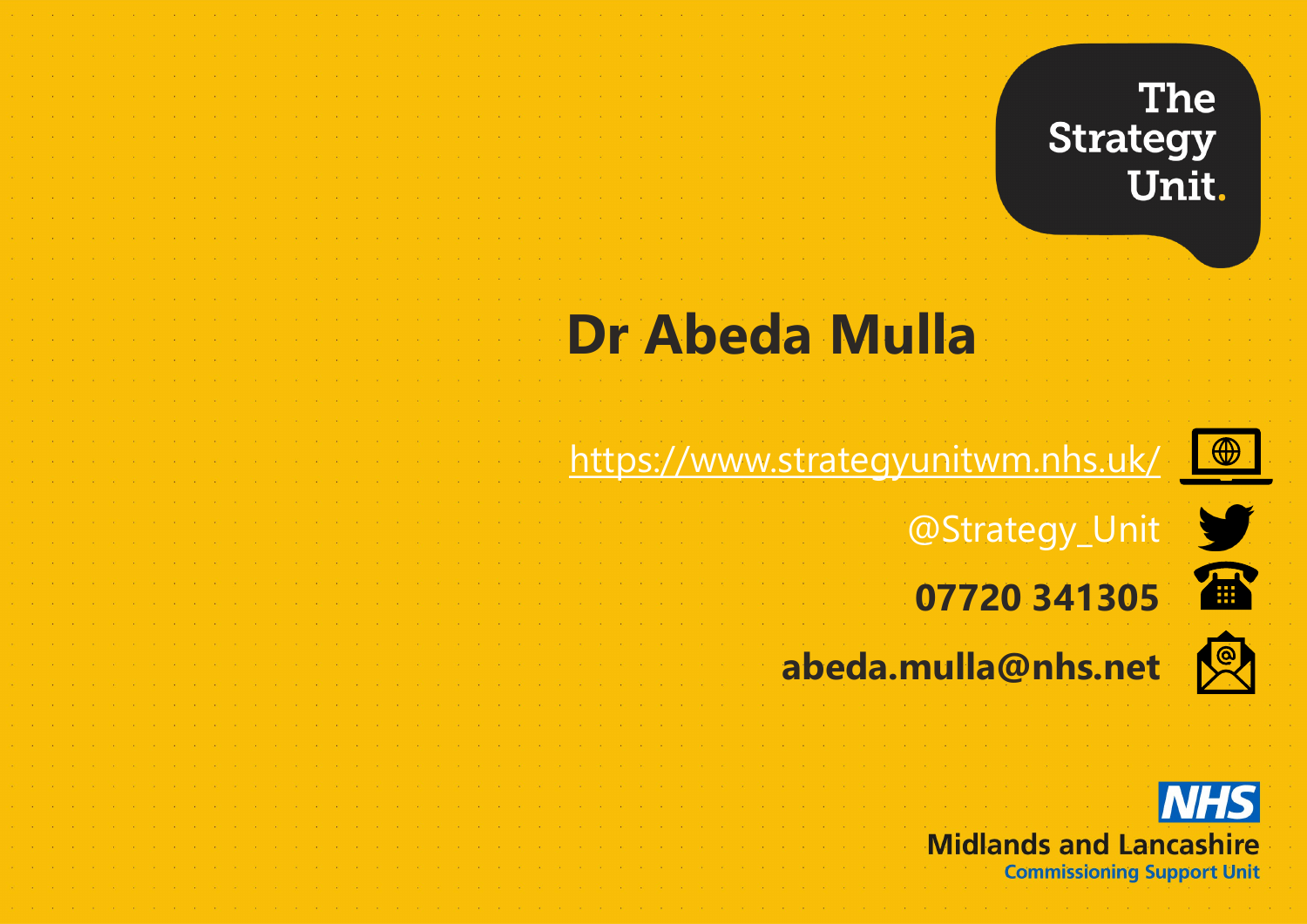The Strategy Unit.

# Dr Abeda Mulla

https://www.strategyunitwm.nhs.uk/

@Strategy_Unit

**07720 341305**

**abeda.mulla@nhs.net**

NHS

Midlands and Lancashire

Commissioning Support Unit